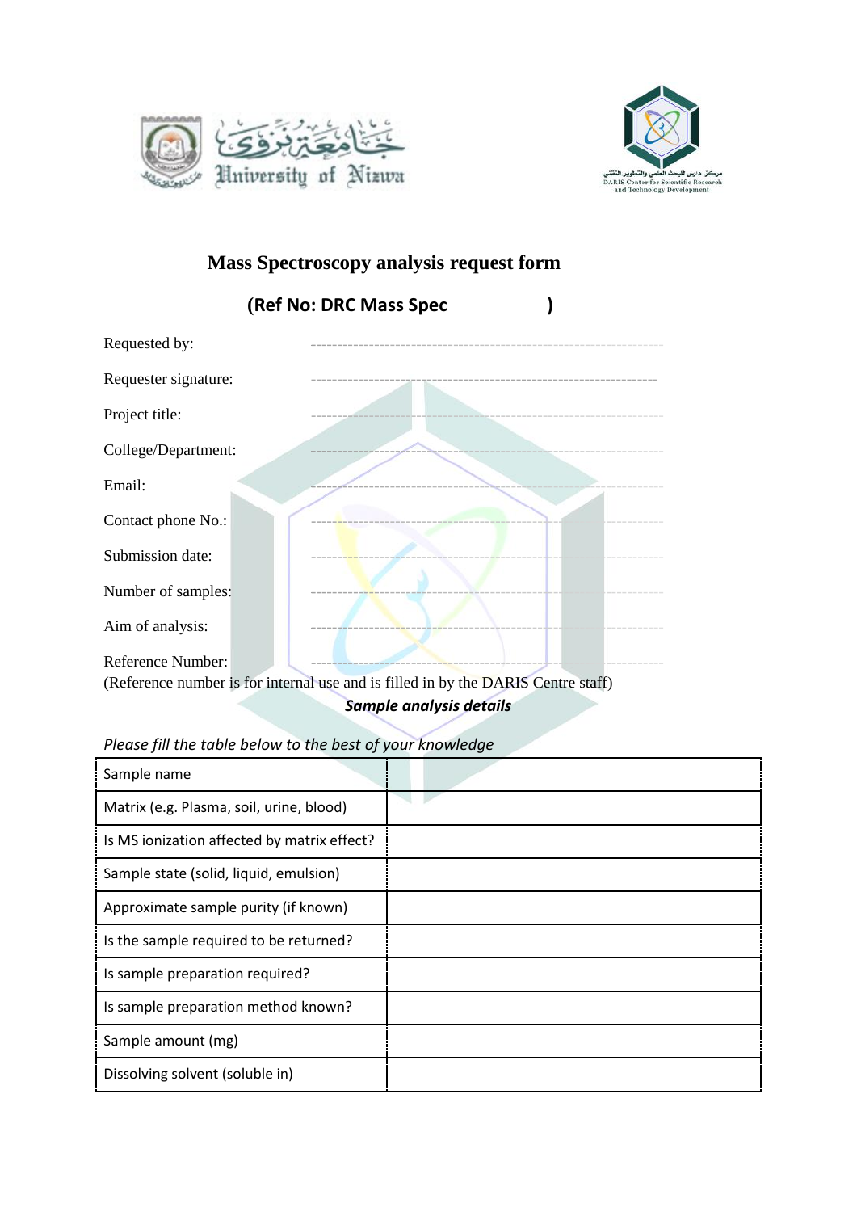# Mass Spectroscopy analysis request form

**(Ref No: DRC Mass Spec )**

Requested by: ------------------------------------------------

Requester signature: ------------------------------------------------

Project title: ------------------------------------------------

College/Department: ------------------------------------------------

Email: ------------------------------------------------

Contact phone No.: ------------------------------------------------

Submission date: ------------------------------------------------

Number of samples: ------------------------------------------------

Aim of analysis: ------------------------------------------------

Reference Number: ------------------------------------------------

(Reference number is for internal use and is filled in by the DARIS Centre staff)

***Sample analysis details***

*Please fill the table below to the best of your knowledge*

| Sample name | |
|---|---|
| Matrix (e.g. Plasma, soil, urine, blood) | |
| Is MS ionization affected by matrix effect? | |
| Sample state (solid, liquid, emulsion) | |
| Approximate sample purity (if known) | |
| Is the sample required to be returned? | |
| Is sample preparation required? | |
| Is sample preparation method known? | |
| Sample amount (mg) | |
| Dissolving solvent (soluble in) | |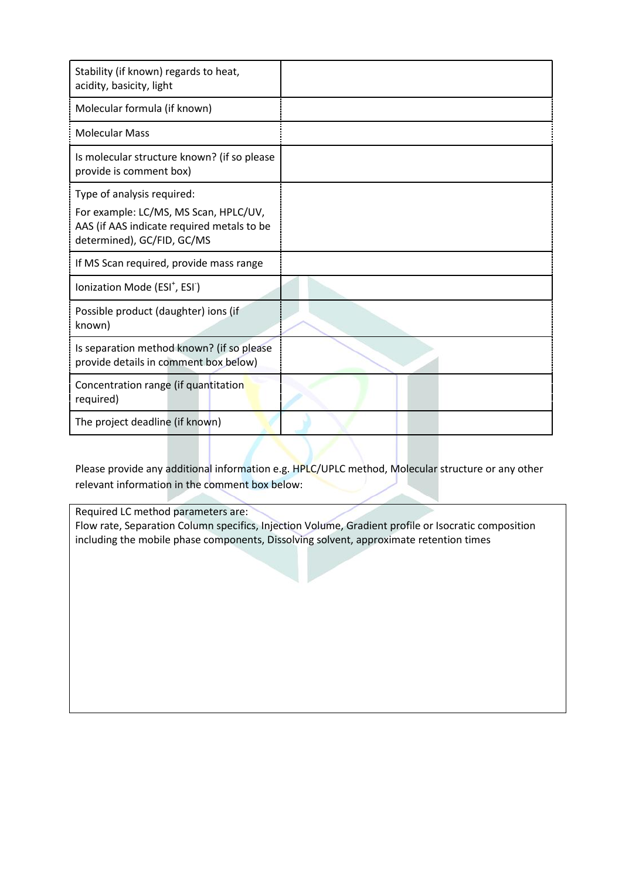| | |
|---|---|
| Stability (if known) regards to heat, acidity, basicity, light | |
| Molecular formula (if known) | |
| Molecular Mass | |
| Is molecular structure known? (if so please provide is comment box) | |
| Type of analysis required:<br>For example: LC/MS, MS Scan, HPLC/UV, AAS (if AAS indicate required metals to be determined), GC/FID, GC/MS | |
| If MS Scan required, provide mass range | |
| Ionization Mode ($ESI^+$, $ESI^-$) | |
| Possible product (daughter) ions (if known) | |
| Is separation method known? (if so please provide details in comment box below) | |
| Concentration range (if quantitation required) | |
| The project deadline (if known) | |

Please provide any additional information e.g. HPLC/UPLC method, Molecular structure or any other relevant information in the comment box below:

| |
|---|
| Required LC method parameters are:<br>Flow rate, Separation Column specifics, Injection Volume, Gradient profile or Isocratic composition including the mobile phase components, Dissolving solvent, approximate retention times |